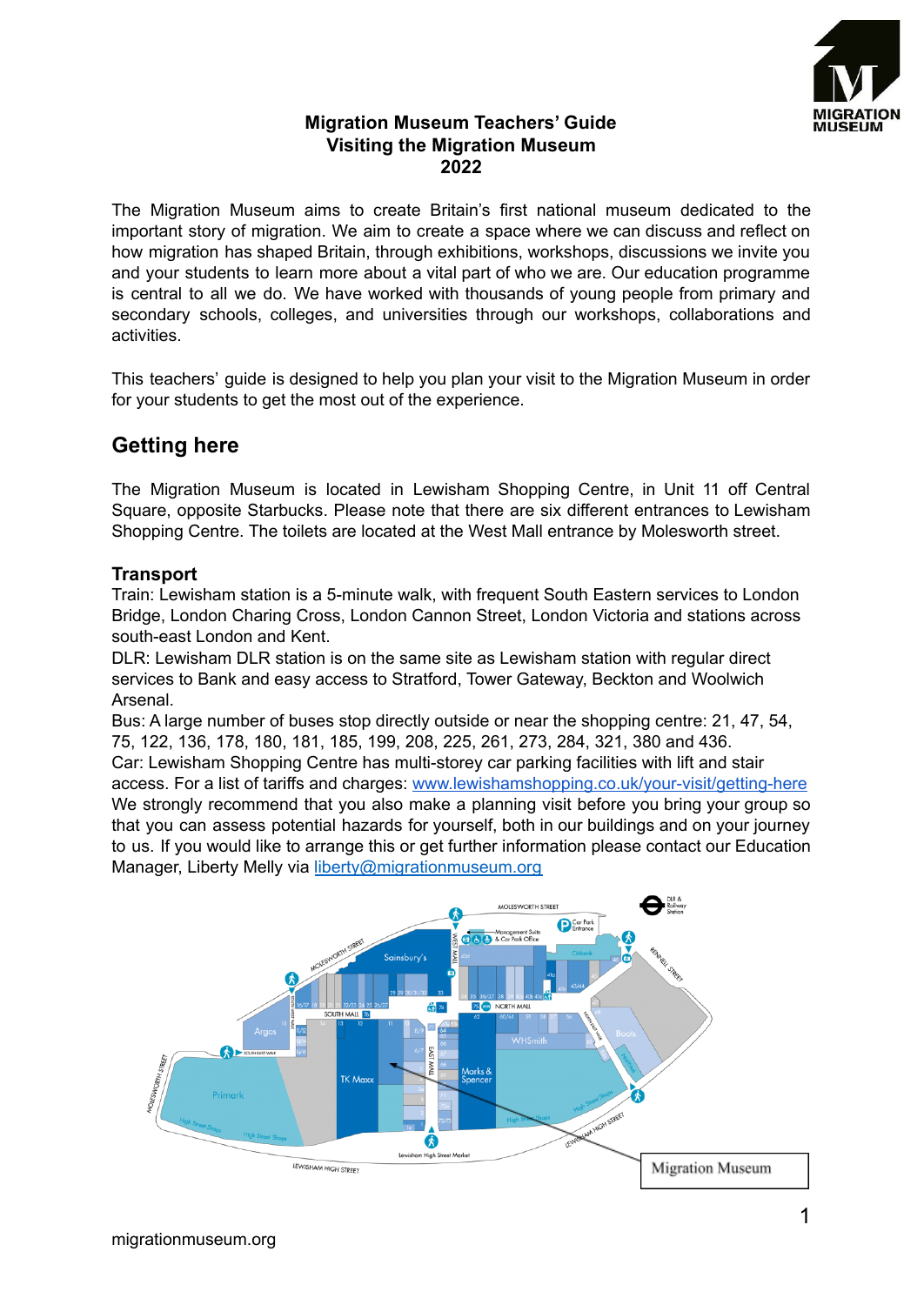**Migration Museum Teachers' Guide**
**Visiting the Migration Museum**
**2022**

The Migration Museum aims to create Britain's first national museum dedicated to the important story of migration. We aim to create a space where we can discuss and reflect on how migration has shaped Britain, through exhibitions, workshops, discussions we invite you and your students to learn more about a vital part of who we are. Our education programme is central to all we do. We have worked with thousands of young people from primary and secondary schools, colleges, and universities through our workshops, collaborations and activities.

This teachers' guide is designed to help you plan your visit to the Migration Museum in order for your students to get the most out of the experience.

## Getting here

The Migration Museum is located in Lewisham Shopping Centre, in Unit 11 off Central Square, opposite Starbucks. Please note that there are six different entrances to Lewisham Shopping Centre. The toilets are located at the West Mall entrance by Molesworth street.

### Transport

Train: Lewisham station is a 5-minute walk, with frequent South Eastern services to London Bridge, London Charing Cross, London Cannon Street, London Victoria and stations across south-east London and Kent.
DLR: Lewisham DLR station is on the same site as Lewisham station with regular direct services to Bank and easy access to Stratford, Tower Gateway, Beckton and Woolwich Arsenal.
Bus: A large number of buses stop directly outside or near the shopping centre: 21, 47, 54, 75, 122, 136, 178, 180, 181, 185, 199, 208, 225, 261, 273, 284, 321, 380 and 436.
Car: Lewisham Shopping Centre has multi-storey car parking facilities with lift and stair access. For a list of tariffs and charges: www.lewishamshopping.co.uk/your-visit/getting-here
We strongly recommend that you also make a planning visit before you bring your group so that you can assess potential hazards for yourself, both in our buildings and on your journey to us. If you would like to arrange this or get further information please contact our Education Manager, Liberty Melly via liberty@migrationmuseum.org

Migration Museum

migrationmuseum.org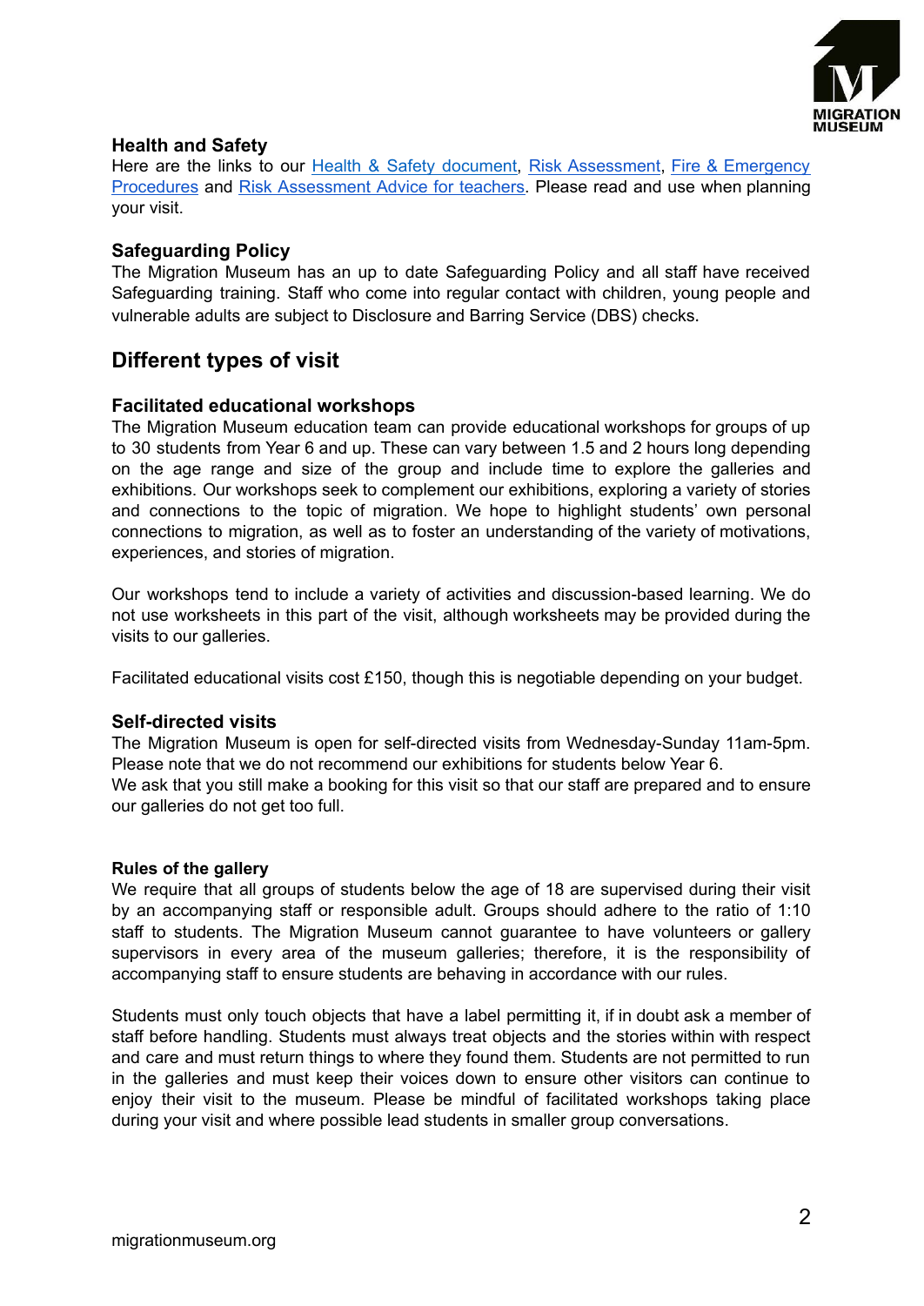### Health and Safety

Here are the links to our [Health & Safety document](), [Risk Assessment](), [Fire & Emergency Procedures]() and [Risk Assessment Advice for teachers](). Please read and use when planning your visit.

### Safeguarding Policy

The Migration Museum has an up to date Safeguarding Policy and all staff have received Safeguarding training. Staff who come into regular contact with children, young people and vulnerable adults are subject to Disclosure and Barring Service (DBS) checks.

## Different types of visit

### Facilitated educational workshops

The Migration Museum education team can provide educational workshops for groups of up to 30 students from Year 6 and up. These can vary between 1.5 and 2 hours long depending on the age range and size of the group and include time to explore the galleries and exhibitions. Our workshops seek to complement our exhibitions, exploring a variety of stories and connections to the topic of migration. We hope to highlight students' own personal connections to migration, as well as to foster an understanding of the variety of motivations, experiences, and stories of migration.

Our workshops tend to include a variety of activities and discussion-based learning. We do not use worksheets in this part of the visit, although worksheets may be provided during the visits to our galleries.

Facilitated educational visits cost £150, though this is negotiable depending on your budget.

### Self-directed visits

The Migration Museum is open for self-directed visits from Wednesday-Sunday 11am-5pm. Please note that we do not recommend our exhibitions for students below Year 6.
We ask that you still make a booking for this visit so that our staff are prepared and to ensure our galleries do not get too full.

### Rules of the gallery

We require that all groups of students below the age of 18 are supervised during their visit by an accompanying staff or responsible adult. Groups should adhere to the ratio of 1:10 staff to students. The Migration Museum cannot guarantee to have volunteers or gallery supervisors in every area of the museum galleries; therefore, it is the responsibility of accompanying staff to ensure students are behaving in accordance with our rules.

Students must only touch objects that have a label permitting it, if in doubt ask a member of staff before handling. Students must always treat objects and the stories within with respect and care and must return things to where they found them. Students are not permitted to run in the galleries and must keep their voices down to ensure other visitors can continue to enjoy their visit to the museum. Please be mindful of facilitated workshops taking place during your visit and where possible lead students in smaller group conversations.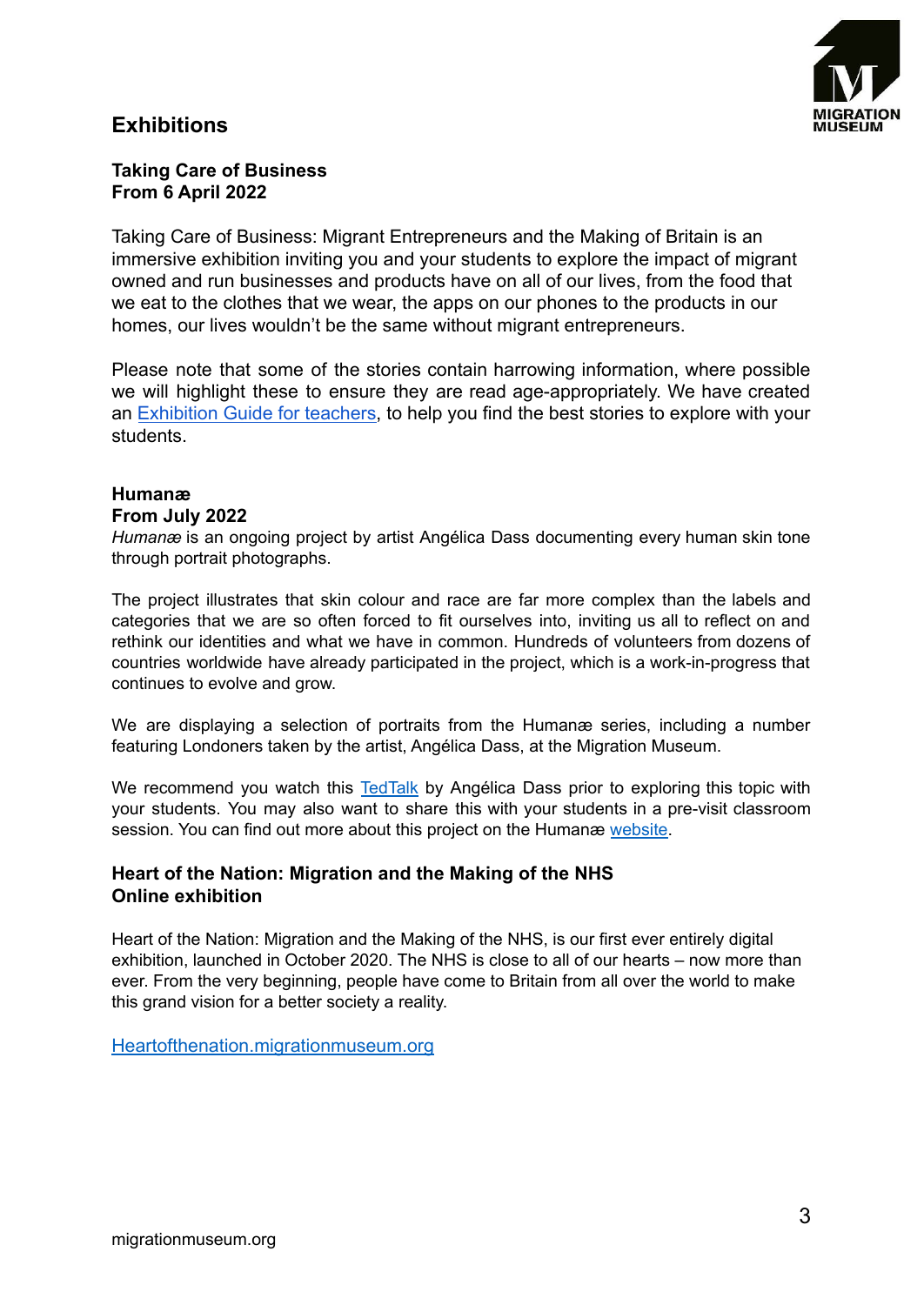## Exhibitions

**Taking Care of Business**
**From 6 April 2022**

Taking Care of Business: Migrant Entrepreneurs and the Making of Britain is an immersive exhibition inviting you and your students to explore the impact of migrant owned and run businesses and products have on all of our lives, from the food that we eat to the clothes that we wear, the apps on our phones to the products in our homes, our lives wouldn't be the same without migrant entrepreneurs.

Please note that some of the stories contain harrowing information, where possible we will highlight these to ensure they are read age-appropriately. We have created an Exhibition Guide for teachers, to help you find the best stories to explore with your students.

**Humanæ**
**From July 2022**

*Humanæ* is an ongoing project by artist Angélica Dass documenting every human skin tone through portrait photographs.

The project illustrates that skin colour and race are far more complex than the labels and categories that we are so often forced to fit ourselves into, inviting us all to reflect on and rethink our identities and what we have in common. Hundreds of volunteers from dozens of countries worldwide have already participated in the project, which is a work-in-progress that continues to evolve and grow.

We are displaying a selection of portraits from the Humanæ series, including a number featuring Londoners taken by the artist, Angélica Dass, at the Migration Museum.

We recommend you watch this TedTalk by Angélica Dass prior to exploring this topic with your students. You may also want to share this with your students in a pre-visit classroom session. You can find out more about this project on the Humanæ website.

**Heart of the Nation: Migration and the Making of the NHS**
**Online exhibition**

Heart of the Nation: Migration and the Making of the NHS, is our first ever entirely digital exhibition, launched in October 2020. The NHS is close to all of our hearts – now more than ever. From the very beginning, people have come to Britain from all over the world to make this grand vision for a better society a reality.

Heartofthenation.migrationmuseum.org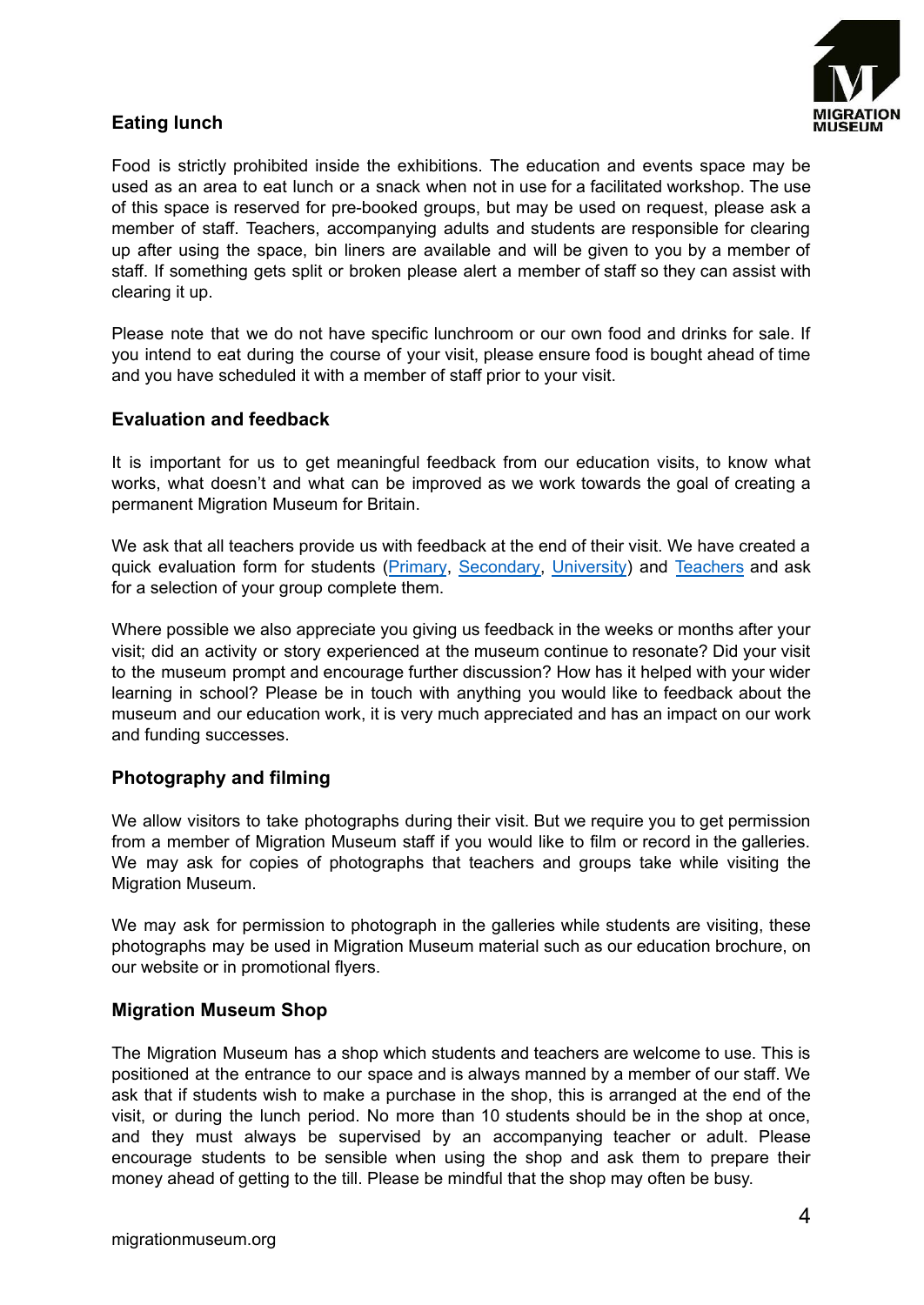## Eating lunch

Food is strictly prohibited inside the exhibitions. The education and events space may be used as an area to eat lunch or a snack when not in use for a facilitated workshop. The use of this space is reserved for pre-booked groups, but may be used on request, please ask a member of staff. Teachers, accompanying adults and students are responsible for clearing up after using the space, bin liners are available and will be given to you by a member of staff. If something gets split or broken please alert a member of staff so they can assist with clearing it up.

Please note that we do not have specific lunchroom or our own food and drinks for sale. If you intend to eat during the course of your visit, please ensure food is bought ahead of time and you have scheduled it with a member of staff prior to your visit.

## Evaluation and feedback

It is important for us to get meaningful feedback from our education visits, to know what works, what doesn't and what can be improved as we work towards the goal of creating a permanent Migration Museum for Britain.

We ask that all teachers provide us with feedback at the end of their visit. We have created a quick evaluation form for students (Primary, Secondary, University) and Teachers and ask for a selection of your group complete them.

Where possible we also appreciate you giving us feedback in the weeks or months after your visit; did an activity or story experienced at the museum continue to resonate? Did your visit to the museum prompt and encourage further discussion? How has it helped with your wider learning in school? Please be in touch with anything you would like to feedback about the museum and our education work, it is very much appreciated and has an impact on our work and funding successes.

## Photography and filming

We allow visitors to take photographs during their visit. But we require you to get permission from a member of Migration Museum staff if you would like to film or record in the galleries. We may ask for copies of photographs that teachers and groups take while visiting the Migration Museum.

We may ask for permission to photograph in the galleries while students are visiting, these photographs may be used in Migration Museum material such as our education brochure, on our website or in promotional flyers.

## Migration Museum Shop

The Migration Museum has a shop which students and teachers are welcome to use. This is positioned at the entrance to our space and is always manned by a member of our staff. We ask that if students wish to make a purchase in the shop, this is arranged at the end of the visit, or during the lunch period. No more than 10 students should be in the shop at once, and they must always be supervised by an accompanying teacher or adult. Please encourage students to be sensible when using the shop and ask them to prepare their money ahead of getting to the till. Please be mindful that the shop may often be busy.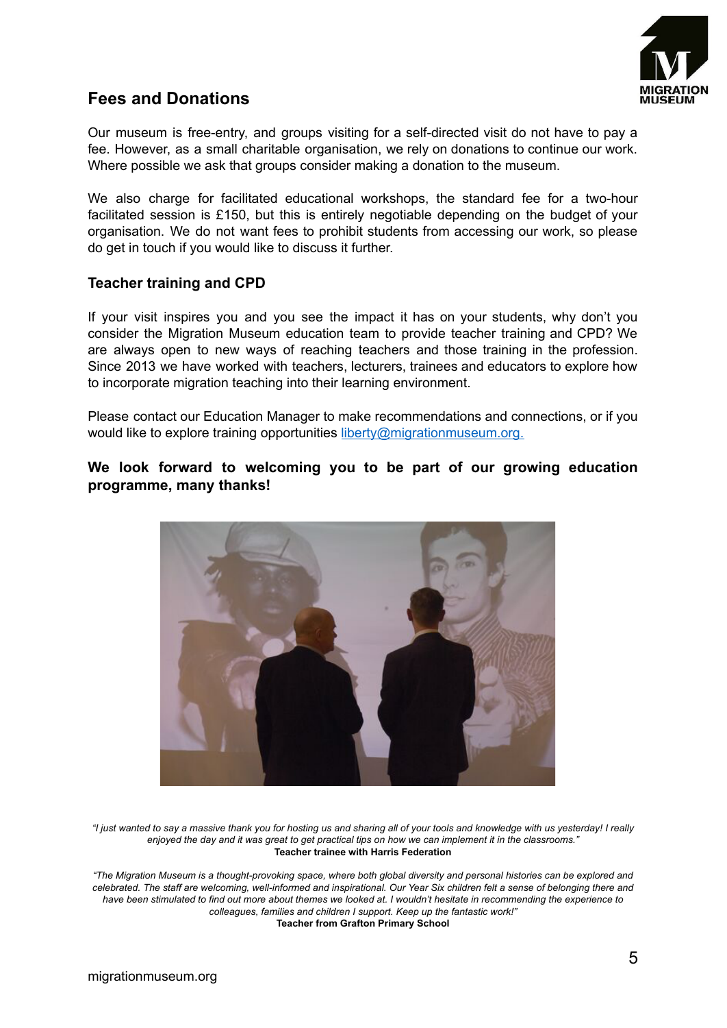## Fees and Donations

Our museum is free-entry, and groups visiting for a self-directed visit do not have to pay a fee. However, as a small charitable organisation, we rely on donations to continue our work. Where possible we ask that groups consider making a donation to the museum.

We also charge for facilitated educational workshops, the standard fee for a two-hour facilitated session is £150, but this is entirely negotiable depending on the budget of your organisation. We do not want fees to prohibit students from accessing our work, so please do get in touch if you would like to discuss it further.

### Teacher training and CPD

If your visit inspires you and you see the impact it has on your students, why don't you consider the Migration Museum education team to provide teacher training and CPD? We are always open to new ways of reaching teachers and those training in the profession. Since 2013 we have worked with teachers, lecturers, trainees and educators to explore how to incorporate migration teaching into their learning environment.

Please contact our Education Manager to make recommendations and connections, or if you would like to explore training opportunities liberty@migrationmuseum.org.

**We look forward to welcoming you to be part of our growing education programme, many thanks!**

*"I just wanted to say a massive thank you for hosting us and sharing all of your tools and knowledge with us yesterday! I really enjoyed the day and it was great to get practical tips on how we can implement it in the classrooms."*
**Teacher trainee with Harris Federation**

*"The Migration Museum is a thought-provoking space, where both global diversity and personal histories can be explored and celebrated. The staff are welcoming, well-informed and inspirational. Our Year Six children felt a sense of belonging there and have been stimulated to find out more about themes we looked at. I wouldn't hesitate in recommending the experience to colleagues, families and children I support. Keep up the fantastic work!"*
**Teacher from Grafton Primary School**